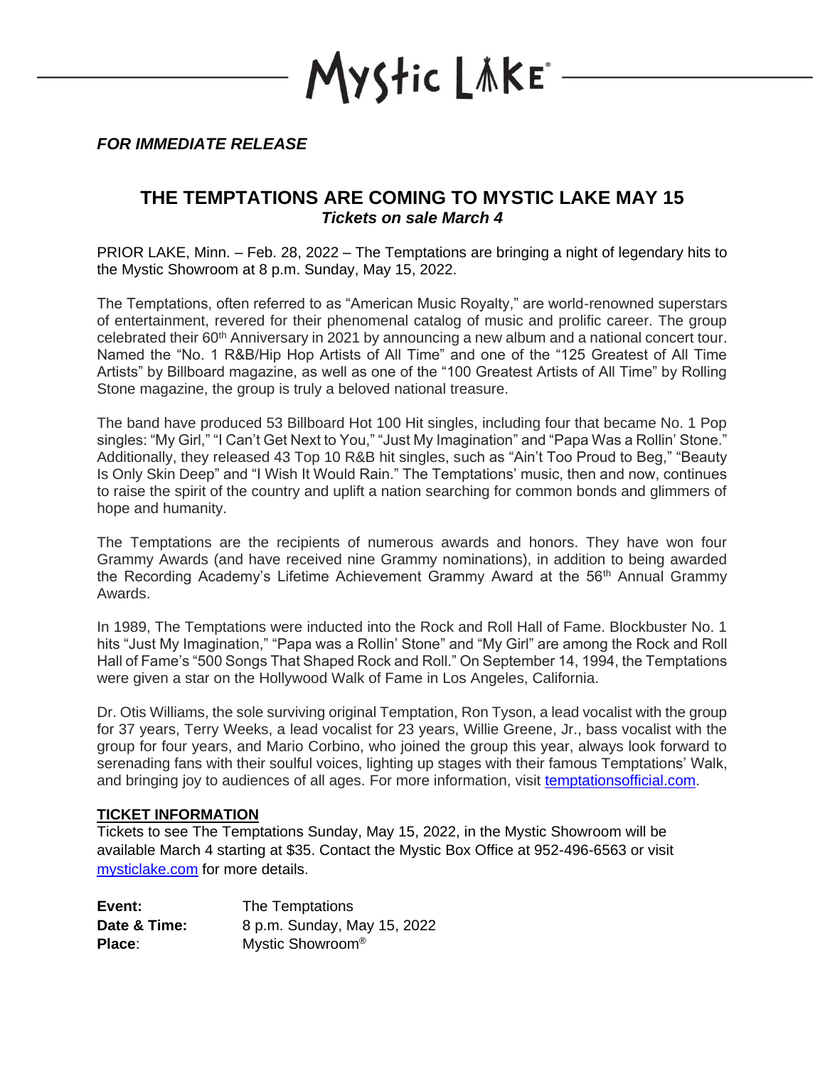Mystic Lake

***FOR IMMEDIATE RELEASE***

# THE TEMPTATIONS ARE COMING TO MYSTIC LAKE MAY 15

***Tickets on sale March 4***

PRIOR LAKE, Minn. – Feb. 28, 2022 – The Temptations are bringing a night of legendary hits to the Mystic Showroom at 8 p.m. Sunday, May 15, 2022.

The Temptations, often referred to as "American Music Royalty," are world-renowned superstars of entertainment, revered for their phenomenal catalog of music and prolific career. The group celebrated their 60th Anniversary in 2021 by announcing a new album and a national concert tour. Named the "No. 1 R&B/Hip Hop Artists of All Time" and one of the "125 Greatest of All Time Artists" by Billboard magazine, as well as one of the "100 Greatest Artists of All Time" by Rolling Stone magazine, the group is truly a beloved national treasure.

The band have produced 53 Billboard Hot 100 Hit singles, including four that became No. 1 Pop singles: "My Girl," "I Can't Get Next to You," "Just My Imagination" and "Papa Was a Rollin' Stone." Additionally, they released 43 Top 10 R&B hit singles, such as "Ain't Too Proud to Beg," "Beauty Is Only Skin Deep" and "I Wish It Would Rain." The Temptations' music, then and now, continues to raise the spirit of the country and uplift a nation searching for common bonds and glimmers of hope and humanity.

The Temptations are the recipients of numerous awards and honors. They have won four Grammy Awards (and have received nine Grammy nominations), in addition to being awarded the Recording Academy's Lifetime Achievement Grammy Award at the 56th Annual Grammy Awards.

In 1989, The Temptations were inducted into the Rock and Roll Hall of Fame. Blockbuster No. 1 hits "Just My Imagination," "Papa was a Rollin' Stone" and "My Girl" are among the Rock and Roll Hall of Fame's "500 Songs That Shaped Rock and Roll." On September 14, 1994, the Temptations were given a star on the Hollywood Walk of Fame in Los Angeles, California.

Dr. Otis Williams, the sole surviving original Temptation, Ron Tyson, a lead vocalist with the group for 37 years, Terry Weeks, a lead vocalist for 23 years, Willie Greene, Jr., bass vocalist with the group for four years, and Mario Corbino, who joined the group this year, always look forward to serenading fans with their soulful voices, lighting up stages with their famous Temptations' Walk, and bringing joy to audiences of all ages. For more information, visit [temptationsofficial.com](temptationsofficial.com).

**TICKET INFORMATION**

Tickets to see The Temptations Sunday, May 15, 2022, in the Mystic Showroom will be available March 4 starting at $35. Contact the Mystic Box Office at 952-496-6563 or visit [mysticlake.com](mysticlake.com) for more details.

**Event:** The Temptations
**Date & Time:** 8 p.m. Sunday, May 15, 2022
**Place:** Mystic Showroom®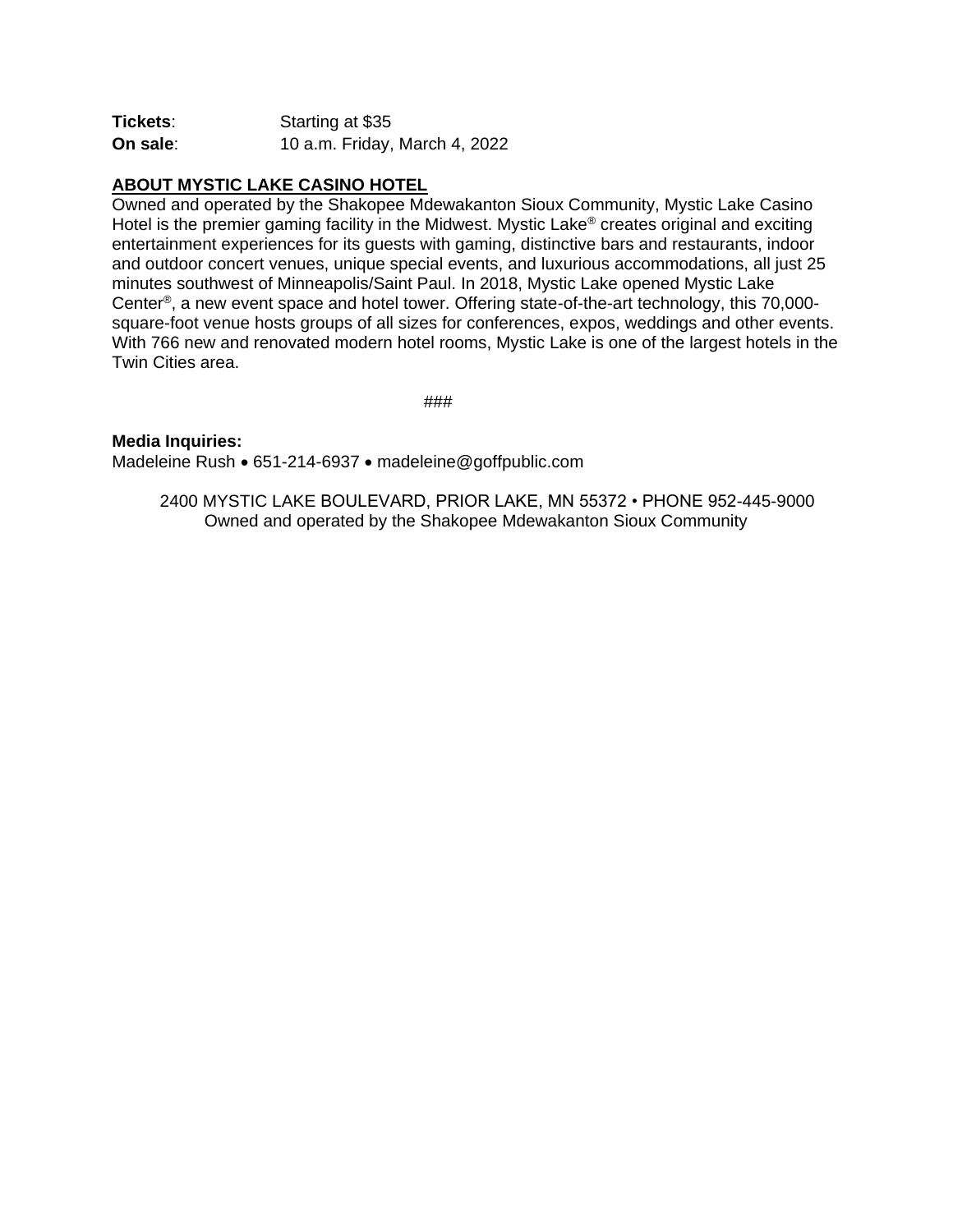**Tickets**: Starting at $35
**On sale**: 10 a.m. Friday, March 4, 2022

## ABOUT MYSTIC LAKE CASINO HOTEL

Owned and operated by the Shakopee Mdewakanton Sioux Community, Mystic Lake Casino Hotel is the premier gaming facility in the Midwest. Mystic Lake® creates original and exciting entertainment experiences for its guests with gaming, distinctive bars and restaurants, indoor and outdoor concert venues, unique special events, and luxurious accommodations, all just 25 minutes southwest of Minneapolis/Saint Paul. In 2018, Mystic Lake opened Mystic Lake Center®, a new event space and hotel tower. Offering state-of-the-art technology, this 70,000-square-foot venue hosts groups of all sizes for conferences, expos, weddings and other events. With 766 new and renovated modern hotel rooms, Mystic Lake is one of the largest hotels in the Twin Cities area.

###

**Media Inquiries:**
Madeleine Rush • 651-214-6937 • madeleine@goffpublic.com

2400 MYSTIC LAKE BOULEVARD, PRIOR LAKE, MN 55372 • PHONE 952-445-9000
Owned and operated by the Shakopee Mdewakanton Sioux Community